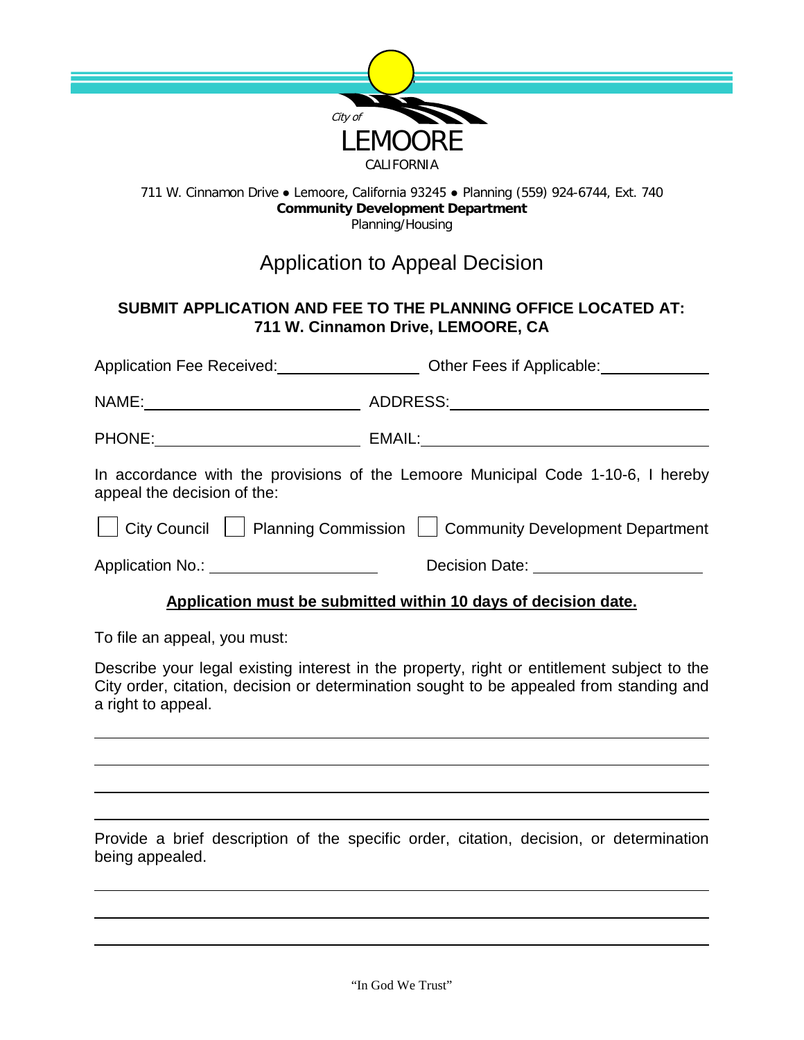City of

LEMOORE

CALIFORNIA

711 W. Cinnamon Drive ● Lemoore, California 93245 ● Planning (559) 924-6744, Ext. 740

**Community Development Department**

Planning/Housing

# Application to Appeal Decision

**SUBMIT APPLICATION AND FEE TO THE PLANNING OFFICE LOCATED AT:
711 W. Cinnamon Drive, LEMOORE, CA**

Application Fee Received: ________________ Other Fees if Applicable: ____________

NAME: ________________________ ADDRESS: ____________________________

PHONE: _______________________ EMAIL: _______________________________

In accordance with the provisions of the Lemoore Municipal Code 1-10-6, I hereby appeal the decision of the:

☐ City Council ☐ Planning Commission ☐ Community Development Department

Application No.: ____________________ Decision Date: ____________________

**Application must be submitted within 10 days of decision date.**

To file an appeal, you must:

Describe your legal existing interest in the property, right or entitlement subject to the City order, citation, decision or determination sought to be appealed from standing and a right to appeal.

______________________________________________________________________

______________________________________________________________________

______________________________________________________________________

______________________________________________________________________

Provide a brief description of the specific order, citation, decision, or determination being appealed.

______________________________________________________________________

______________________________________________________________________

______________________________________________________________________

"In God We Trust"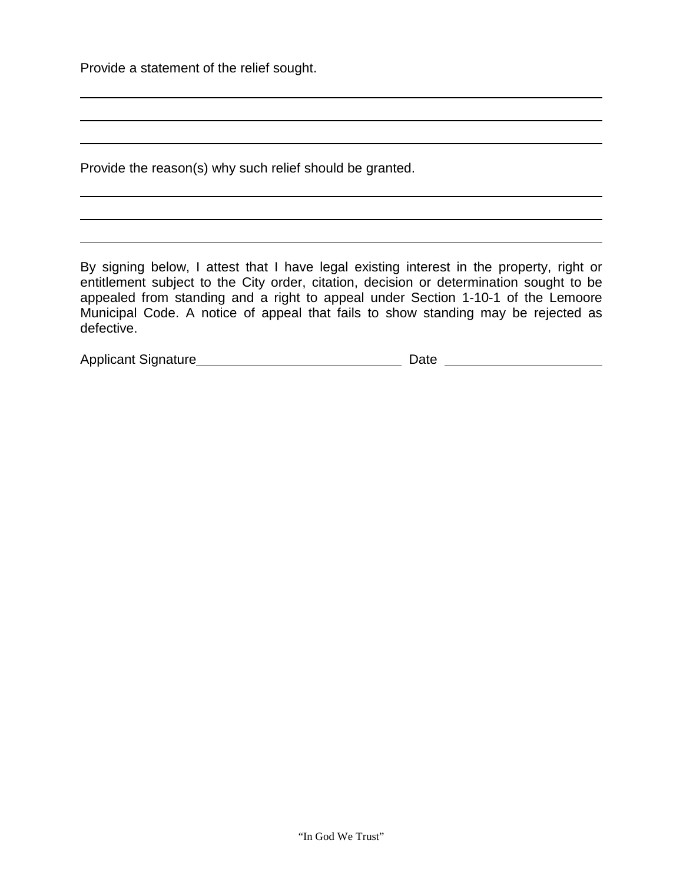Provide a statement of the relief sought.

\_\_\_\_\_\_\_\_\_\_\_\_\_\_\_\_\_\_\_\_\_\_\_\_\_\_\_\_\_\_\_\_\_\_\_\_\_\_\_\_\_\_\_\_\_\_\_\_\_\_\_\_\_\_\_\_\_\_\_\_\_\_\_\_\_\_\_\_\_\_

\_\_\_\_\_\_\_\_\_\_\_\_\_\_\_\_\_\_\_\_\_\_\_\_\_\_\_\_\_\_\_\_\_\_\_\_\_\_\_\_\_\_\_\_\_\_\_\_\_\_\_\_\_\_\_\_\_\_\_\_\_\_\_\_\_\_\_\_\_\_

\_\_\_\_\_\_\_\_\_\_\_\_\_\_\_\_\_\_\_\_\_\_\_\_\_\_\_\_\_\_\_\_\_\_\_\_\_\_\_\_\_\_\_\_\_\_\_\_\_\_\_\_\_\_\_\_\_\_\_\_\_\_\_\_\_\_\_\_\_\_

Provide the reason(s) why such relief should be granted.

\_\_\_\_\_\_\_\_\_\_\_\_\_\_\_\_\_\_\_\_\_\_\_\_\_\_\_\_\_\_\_\_\_\_\_\_\_\_\_\_\_\_\_\_\_\_\_\_\_\_\_\_\_\_\_\_\_\_\_\_\_\_\_\_\_\_\_\_\_\_

\_\_\_\_\_\_\_\_\_\_\_\_\_\_\_\_\_\_\_\_\_\_\_\_\_\_\_\_\_\_\_\_\_\_\_\_\_\_\_\_\_\_\_\_\_\_\_\_\_\_\_\_\_\_\_\_\_\_\_\_\_\_\_\_\_\_\_\_\_\_

\_\_\_\_\_\_\_\_\_\_\_\_\_\_\_\_\_\_\_\_\_\_\_\_\_\_\_\_\_\_\_\_\_\_\_\_\_\_\_\_\_\_\_\_\_\_\_\_\_\_\_\_\_\_\_\_\_\_\_\_\_\_\_\_\_\_\_\_\_\_

By signing below, I attest that I have legal existing interest in the property, right or entitlement subject to the City order, citation, decision or determination sought to be appealed from standing and a right to appeal under Section 1-10-1 of the Lemoore Municipal Code. A notice of appeal that fails to show standing may be rejected as defective.

Applicant Signature\_\_\_\_\_\_\_\_\_\_\_\_\_\_\_\_\_\_\_\_\_\_\_\_\_\_\_\_\_\_ Date \_\_\_\_\_\_\_\_\_\_\_\_\_\_\_\_\_\_\_\_\_\_

"In God We Trust"